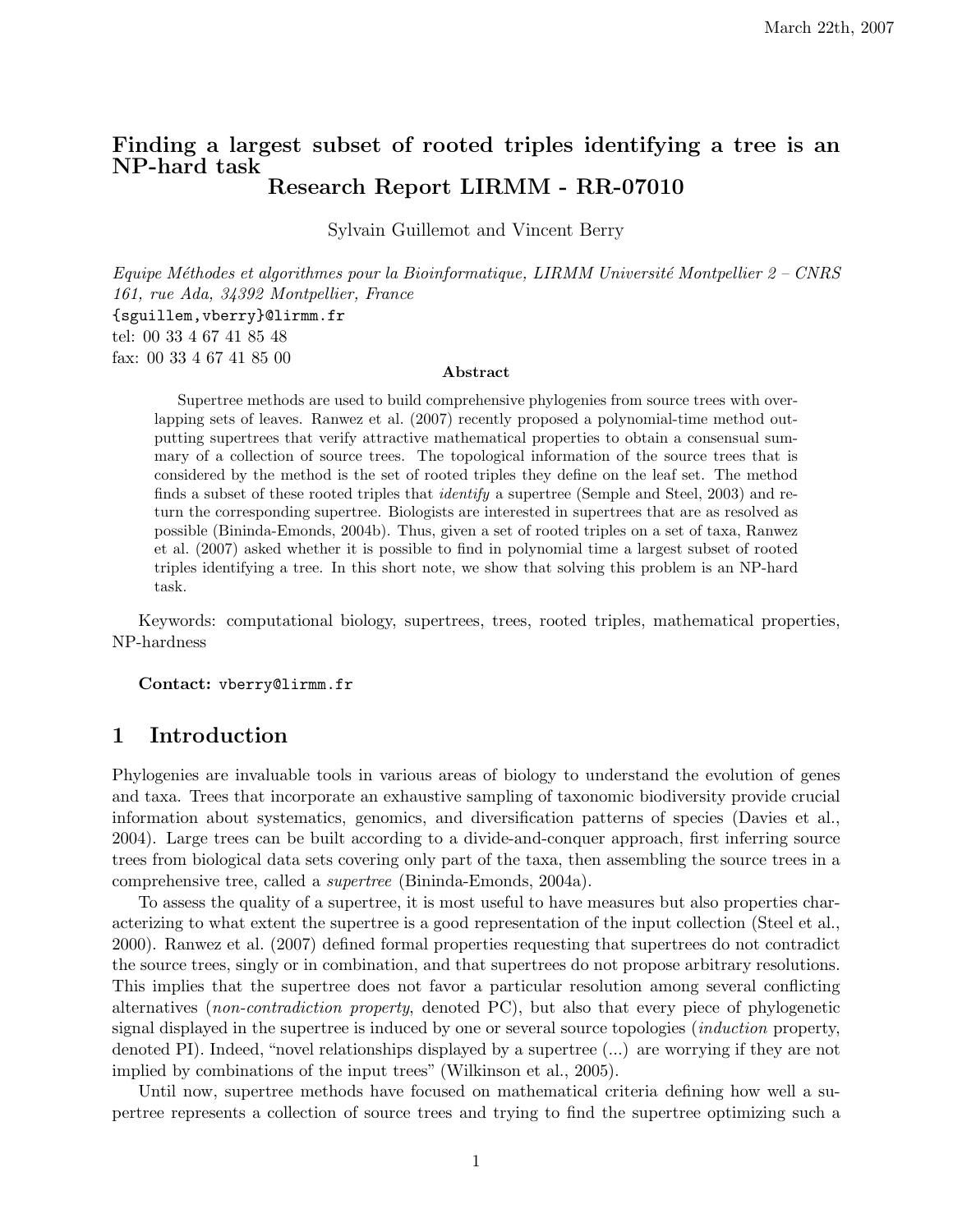March 22th, 2007

# Finding a largest subset of rooted triples identifying a tree is an NP-hard task
## Research Report LIRMM - RR-07010

Sylvain Guillemot and Vincent Berry

*Equipe Méthodes et algorithmes pour la Bioinformatique, LIRMM Université Montpellier 2 – CNRS 161, rue Ada, 34392 Montpellier, France*
{sguillem,vberry}@lirmm.fr
tel: 00 33 4 67 41 85 48
fax: 00 33 4 67 41 85 00

**Abstract**

Supertree methods are used to build comprehensive phylogenies from source trees with overlapping sets of leaves. Ranwez et al. (2007) recently proposed a polynomial-time method outputting supertrees that verify attractive mathematical properties to obtain a consensual summary of a collection of source trees. The topological information of the source trees that is considered by the method is the set of rooted triples they define on the leaf set. The method finds a subset of these rooted triples that *identify* a supertree (Semple and Steel, 2003) and return the corresponding supertree. Biologists are interested in supertrees that are as resolved as possible (Bininda-Emonds, 2004b). Thus, given a set of rooted triples on a set of taxa, Ranwez et al. (2007) asked whether it is possible to find in polynomial time a largest subset of rooted triples identifying a tree. In this short note, we show that solving this problem is an NP-hard task.

Keywords: computational biology, supertrees, trees, rooted triples, mathematical properties, NP-hardness

**Contact:** vberry@lirmm.fr

## 1 Introduction

Phylogenies are invaluable tools in various areas of biology to understand the evolution of genes and taxa. Trees that incorporate an exhaustive sampling of taxonomic biodiversity provide crucial information about systematics, genomics, and diversification patterns of species (Davies et al., 2004). Large trees can be built according to a divide-and-conquer approach, first inferring source trees from biological data sets covering only part of the taxa, then assembling the source trees in a comprehensive tree, called a *supertree* (Bininda-Emonds, 2004a).

To assess the quality of a supertree, it is most useful to have measures but also properties characterizing to what extent the supertree is a good representation of the input collection (Steel et al., 2000). Ranwez et al. (2007) defined formal properties requesting that supertrees do not contradict the source trees, singly or in combination, and that supertrees do not propose arbitrary resolutions. This implies that the supertree does not favor a particular resolution among several conflicting alternatives (*non-contradiction property*, denoted PC), but also that every piece of phylogenetic signal displayed in the supertree is induced by one or several source topologies (*induction* property, denoted PI). Indeed, "novel relationships displayed by a supertree (...) are worrying if they are not implied by combinations of the input trees" (Wilkinson et al., 2005).

Until now, supertree methods have focused on mathematical criteria defining how well a supertree represents a collection of source trees and trying to find the supertree optimizing such a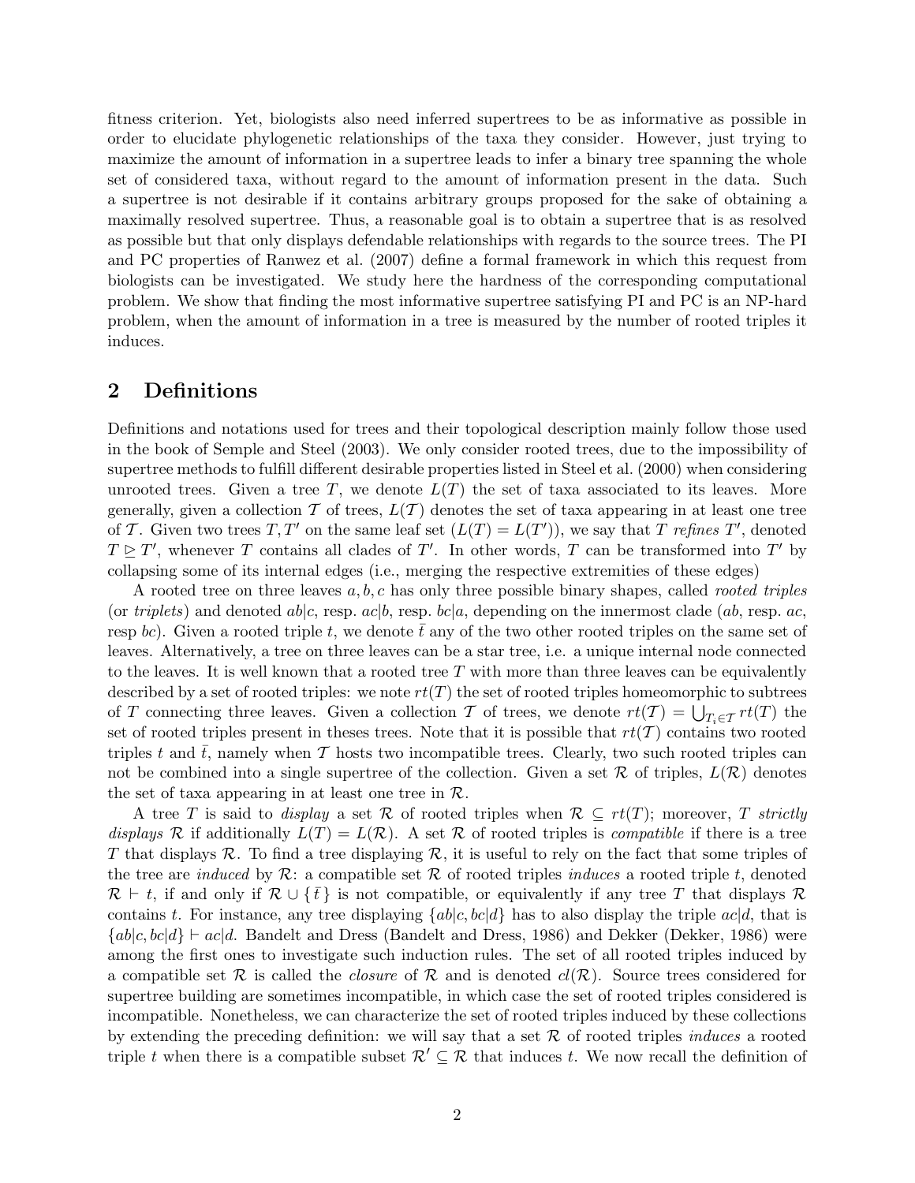fitness criterion. Yet, biologists also need inferred supertrees to be as informative as possible in order to elucidate phylogenetic relationships of the taxa they consider. However, just trying to maximize the amount of information in a supertree leads to infer a binary tree spanning the whole set of considered taxa, without regard to the amount of information present in the data. Such a supertree is not desirable if it contains arbitrary groups proposed for the sake of obtaining a maximally resolved supertree. Thus, a reasonable goal is to obtain a supertree that is as resolved as possible but that only displays defendable relationships with regards to the source trees. The PI and PC properties of Ranwez et al. (2007) define a formal framework in which this request from biologists can be investigated. We study here the hardness of the corresponding computational problem. We show that finding the most informative supertree satisfying PI and PC is an NP-hard problem, when the amount of information in a tree is measured by the number of rooted triples it induces.

## 2 Definitions

Definitions and notations used for trees and their topological description mainly follow those used in the book of Semple and Steel (2003). We only consider rooted trees, due to the impossibility of supertree methods to fulfill different desirable properties listed in Steel et al. (2000) when considering unrooted trees. Given a tree $T$, we denote $L(T)$ the set of taxa associated to its leaves. More generally, given a collection $\mathcal{T}$ of trees, $L(\mathcal{T})$ denotes the set of taxa appearing in at least one tree of $\mathcal{T}$. Given two trees $T, T'$ on the same leaf set ($L(T) = L(T')$), we say that $T$ *refines* $T'$, denoted $T \trianglerighteq T'$, whenever $T$ contains all clades of $T'$. In other words, $T$ can be transformed into $T'$ by collapsing some of its internal edges (i.e., merging the respective extremities of these edges)

A rooted tree on three leaves $a, b, c$ has only three possible binary shapes, called *rooted triples* (or *triplets*) and denoted $ab|c$, resp. $ac|b$, resp. $bc|a$, depending on the innermost clade ($ab$, resp. $ac$, resp $bc$). Given a rooted triple $t$, we denote $\bar{t}$ any of the two other rooted triples on the same set of leaves. Alternatively, a tree on three leaves can be a star tree, i.e. a unique internal node connected to the leaves. It is well known that a rooted tree $T$ with more than three leaves can be equivalently described by a set of rooted triples: we note $rt(T)$ the set of rooted triples homeomorphic to subtrees of $T$ connecting three leaves. Given a collection $\mathcal{T}$ of trees, we denote $rt(\mathcal{T}) = \bigcup_{T_i \in \mathcal{T}} rt(T)$ the set of rooted triples present in theses trees. Note that it is possible that $rt(\mathcal{T})$ contains two rooted triples $t$ and $\bar{t}$, namely when $\mathcal{T}$ hosts two incompatible trees. Clearly, two such rooted triples can not be combined into a single supertree of the collection. Given a set $\mathcal{R}$ of triples, $L(\mathcal{R})$ denotes the set of taxa appearing in at least one tree in $\mathcal{R}$.

A tree $T$ is said to *display* a set $\mathcal{R}$ of rooted triples when $\mathcal{R} \subseteq rt(T)$; moreover, $T$ *strictly displays* $\mathcal{R}$ if additionally $L(T) = L(\mathcal{R})$. A set $\mathcal{R}$ of rooted triples is *compatible* if there is a tree $T$ that displays $\mathcal{R}$. To find a tree displaying $\mathcal{R}$, it is useful to rely on the fact that some triples of the tree are *induced* by $\mathcal{R}$: a compatible set $\mathcal{R}$ of rooted triples *induces* a rooted triple $t$, denoted $\mathcal{R} \vdash t$, if and only if $\mathcal{R} \cup \{\bar{t}\}$ is not compatible, or equivalently if any tree $T$ that displays $\mathcal{R}$ contains $t$. For instance, any tree displaying $\{ab|c, bc|d\}$ has to also display the triple $ac|d$, that is $\{ab|c, bc|d\} \vdash ac|d$. Bandelt and Dress (Bandelt and Dress, 1986) and Dekker (Dekker, 1986) were among the first ones to investigate such induction rules. The set of all rooted triples induced by a compatible set $\mathcal{R}$ is called the *closure* of $\mathcal{R}$ and is denoted $cl(\mathcal{R})$. Source trees considered for supertree building are sometimes incompatible, in which case the set of rooted triples considered is incompatible. Nonetheless, we can characterize the set of rooted triples induced by these collections by extending the preceding definition: we will say that a set $\mathcal{R}$ of rooted triples *induces* a rooted triple $t$ when there is a compatible subset $\mathcal{R}' \subseteq \mathcal{R}$ that induces $t$. We now recall the definition of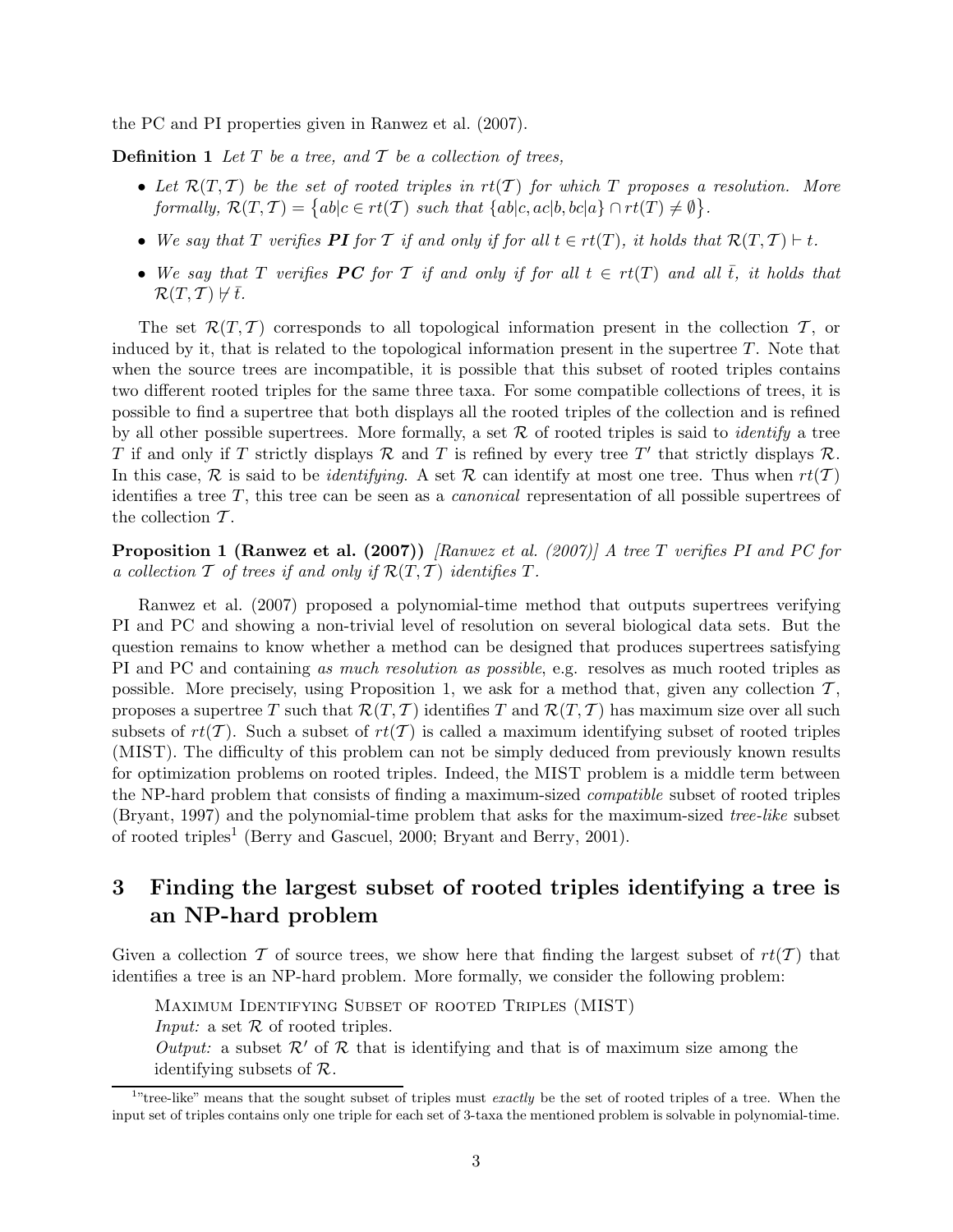the PC and PI properties given in Ranwez et al. (2007).

**Definition 1** *Let $T$ be a tree, and $\mathcal{T}$ be a collection of trees,*

- *Let $\mathcal{R}(T,\mathcal{T})$ be the set of rooted triples in $rt(\mathcal{T})$ for which $T$ proposes a resolution. More formally, $\mathcal{R}(T,\mathcal{T}) = \{ab|c \in rt(\mathcal{T})$ such that $\{ab|c, ac|b, bc|a\} \cap rt(T) \neq \emptyset\}$.*
- *We say that $T$ verifies **PI** for $\mathcal{T}$ if and only if for all $t \in rt(T)$, it holds that $\mathcal{R}(T,\mathcal{T}) \vdash t$.*
- *We say that $T$ verifies **PC** for $\mathcal{T}$ if and only if for all $t \in rt(T)$ and all $\bar{t}$, it holds that $\mathcal{R}(T,\mathcal{T}) \nvdash \bar{t}$.*

The set $\mathcal{R}(T,\mathcal{T})$ corresponds to all topological information present in the collection $\mathcal{T}$, or induced by it, that is related to the topological information present in the supertree $T$. Note that when the source trees are incompatible, it is possible that this subset of rooted triples contains two different rooted triples for the same three taxa. For some compatible collections of trees, it is possible to find a supertree that both displays all the rooted triples of the collection and is refined by all other possible supertrees. More formally, a set $\mathcal{R}$ of rooted triples is said to *identify* a tree $T$ if and only if $T$ strictly displays $\mathcal{R}$ and $T$ is refined by every tree $T'$ that strictly displays $\mathcal{R}$. In this case, $\mathcal{R}$ is said to be *identifying*. A set $\mathcal{R}$ can identify at most one tree. Thus when $rt(\mathcal{T})$ identifies a tree $T$, this tree can be seen as a *canonical* representation of all possible supertrees of the collection $\mathcal{T}$.

**Proposition 1 (Ranwez et al. (2007))** *[Ranwez et al. (2007)] A tree $T$ verifies PI and PC for a collection $\mathcal{T}$ of trees if and only if $\mathcal{R}(T,\mathcal{T})$ identifies $T$.*

Ranwez et al. (2007) proposed a polynomial-time method that outputs supertrees verifying PI and PC and showing a non-trivial level of resolution on several biological data sets. But the question remains to know whether a method can be designed that produces supertrees satisfying PI and PC and containing *as much resolution as possible*, e.g. resolves as much rooted triples as possible. More precisely, using Proposition 1, we ask for a method that, given any collection $\mathcal{T}$, proposes a supertree $T$ such that $\mathcal{R}(T,\mathcal{T})$ identifies $T$ and $\mathcal{R}(T,\mathcal{T})$ has maximum size over all such subsets of $rt(\mathcal{T})$. Such a subset of $rt(\mathcal{T})$ is called a maximum identifying subset of rooted triples (MIST). The difficulty of this problem can not be simply deduced from previously known results for optimization problems on rooted triples. Indeed, the MIST problem is a middle term between the NP-hard problem that consists of finding a maximum-sized *compatible* subset of rooted triples (Bryant, 1997) and the polynomial-time problem that asks for the maximum-sized *tree-like* subset of rooted triples[1] (Berry and Gascuel, 2000; Bryant and Berry, 2001).

## 3 Finding the largest subset of rooted triples identifying a tree is an NP-hard problem

Given a collection $\mathcal{T}$ of source trees, we show here that finding the largest subset of $rt(\mathcal{T})$ that identifies a tree is an NP-hard problem. More formally, we consider the following problem:

Maximum Identifying Subset of rooted Triples (MIST)
*Input:* a set $\mathcal{R}$ of rooted triples.
*Output:* a subset $\mathcal{R}'$ of $\mathcal{R}$ that is identifying and that is of maximum size among the identifying subsets of $\mathcal{R}$.

[1] "tree-like" means that the sought subset of triples must *exactly* be the set of rooted triples of a tree. When the input set of triples contains only one triple for each set of 3-taxa the mentioned problem is solvable in polynomial-time.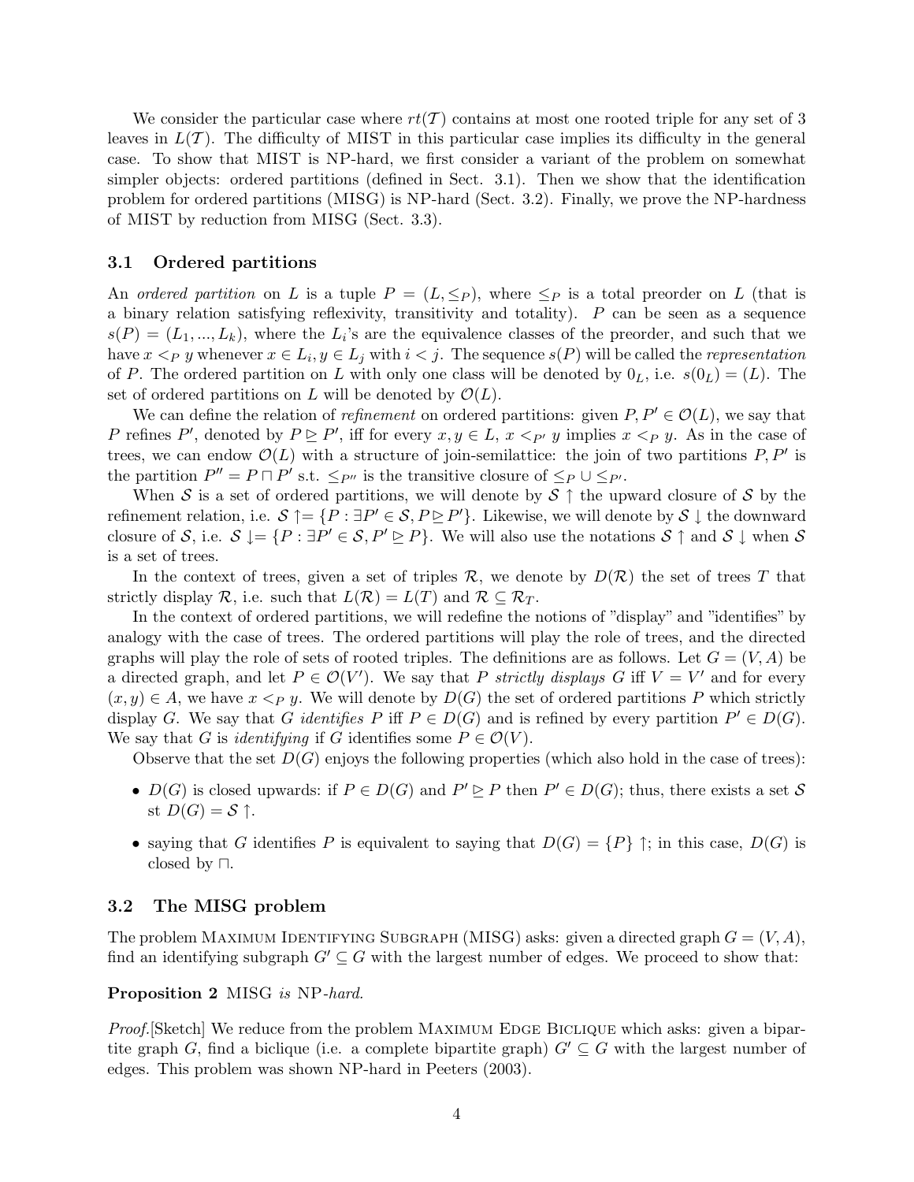We consider the particular case where $rt(\mathcal{T})$ contains at most one rooted triple for any set of 3 leaves in $L(\mathcal{T})$. The difficulty of MIST in this particular case implies its difficulty in the general case. To show that MIST is NP-hard, we first consider a variant of the problem on somewhat simpler objects: ordered partitions (defined in Sect. 3.1). Then we show that the identification problem for ordered partitions (MISG) is NP-hard (Sect. 3.2). Finally, we prove the NP-hardness of MIST by reduction from MISG (Sect. 3.3).

### 3.1 Ordered partitions

An *ordered partition* on $L$ is a tuple $P = (L, \leq_P)$, where $\leq_P$ is a total preorder on $L$ (that is a binary relation satisfying reflexivity, transitivity and totality). $P$ can be seen as a sequence $s(P) = (L_1, ..., L_k)$, where the $L_i$'s are the equivalence classes of the preorder, and such that we have $x <_P y$ whenever $x \in L_i, y \in L_j$ with $i < j$. The sequence $s(P)$ will be called the *representation* of $P$. The ordered partition on $L$ with only one class will be denoted by $0_L$, i.e. $s(0_L) = (L)$. The set of ordered partitions on $L$ will be denoted by $\mathcal{O}(L)$.

We can define the relation of *refinement* on ordered partitions: given $P, P' \in \mathcal{O}(L)$, we say that $P$ refines $P'$, denoted by $P \trianglerighteq P'$, iff for every $x, y \in L$, $x <_{P'} y$ implies $x <_P y$. As in the case of trees, we can endow $\mathcal{O}(L)$ with a structure of join-semilattice: the join of two partitions $P, P'$ is the partition $P'' = P \sqcap P'$ s.t. $\leq_{P''}$ is the transitive closure of $\leq_P \cup \leq_{P'}$.

When $\mathcal{S}$ is a set of ordered partitions, we will denote by $\mathcal{S} \uparrow$ the upward closure of $\mathcal{S}$ by the refinement relation, i.e. $\mathcal{S} \uparrow = \{P : \exists P' \in \mathcal{S}, P \trianglerighteq P'\}$. Likewise, we will denote by $\mathcal{S} \downarrow$ the downward closure of $\mathcal{S}$, i.e. $\mathcal{S} \downarrow = \{P : \exists P' \in \mathcal{S}, P' \trianglerighteq P\}$. We will also use the notations $\mathcal{S} \uparrow$ and $\mathcal{S} \downarrow$ when $\mathcal{S}$ is a set of trees.

In the context of trees, given a set of triples $\mathcal{R}$, we denote by $D(\mathcal{R})$ the set of trees $T$ that strictly display $\mathcal{R}$, i.e. such that $L(\mathcal{R}) = L(T)$ and $\mathcal{R} \subseteq \mathcal{R}_T$.

In the context of ordered partitions, we will redefine the notions of "display" and "identifies" by analogy with the case of trees. The ordered partitions will play the role of trees, and the directed graphs will play the role of sets of rooted triples. The definitions are as follows. Let $G = (V, A)$ be a directed graph, and let $P \in \mathcal{O}(V')$. We say that $P$ *strictly displays* $G$ iff $V = V'$ and for every $(x, y) \in A$, we have $x <_P y$. We will denote by $D(G)$ the set of ordered partitions $P$ which strictly display $G$. We say that $G$ *identifies* $P$ iff $P \in D(G)$ and is refined by every partition $P' \in D(G)$. We say that $G$ is *identifying* if $G$ identifies some $P \in \mathcal{O}(V)$.

Observe that the set $D(G)$ enjoys the following properties (which also hold in the case of trees):

- $D(G)$ is closed upwards: if $P \in D(G)$ and $P' \trianglerighteq P$ then $P' \in D(G)$; thus, there exists a set $\mathcal{S}$ st $D(G) = \mathcal{S} \uparrow$.
- saying that $G$ identifies $P$ is equivalent to saying that $D(G) = \{P\} \uparrow$; in this case, $D(G)$ is closed by $\sqcap$.

### 3.2 The MISG problem

The problem Maximum Identifying Subgraph (MISG) asks: given a directed graph $G = (V, A)$, find an identifying subgraph $G' \subseteq G$ with the largest number of edges. We proceed to show that:

**Proposition 2** MISG *is* NP*-hard.*

*Proof.*[Sketch] We reduce from the problem Maximum Edge Biclique which asks: given a bipartite graph $G$, find a biclique (i.e. a complete bipartite graph) $G' \subseteq G$ with the largest number of edges. This problem was shown NP-hard in Peeters (2003).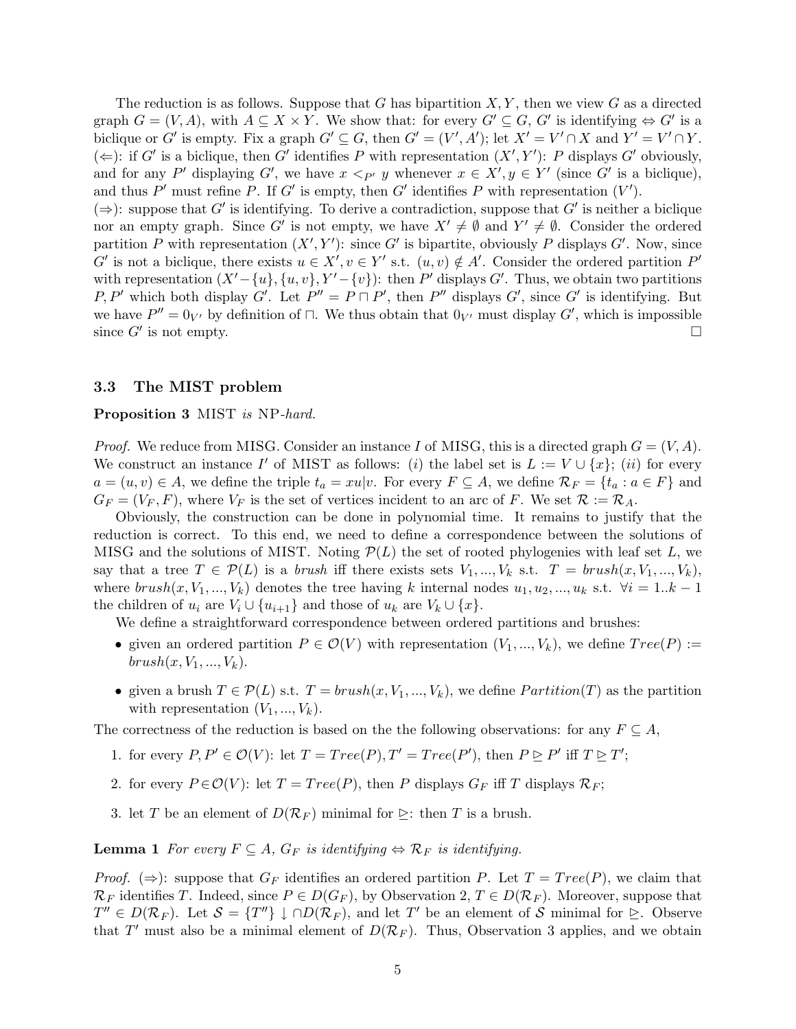The reduction is as follows. Suppose that $G$ has bipartition $X, Y$, then we view $G$ as a directed graph $G = (V, A)$, with $A \subseteq X \times Y$. We show that: for every $G' \subseteq G$, $G'$ is identifying $\Leftrightarrow$ $G'$ is a biclique or $G'$ is empty. Fix a graph $G' \subseteq G$, then $G' = (V', A')$; let $X' = V' \cap X$ and $Y' = V' \cap Y$.
($\Leftarrow$): if $G'$ is a biclique, then $G'$ identifies $P$ with representation $(X', Y')$: $P$ displays $G'$ obviously, and for any $P'$ displaying $G'$, we have $x <_{P'} y$ whenever $x \in X', y \in Y'$ (since $G'$ is a biclique), and thus $P'$ must refine $P$. If $G'$ is empty, then $G'$ identifies $P$ with representation $(V')$.
($\Rightarrow$): suppose that $G'$ is identifying. To derive a contradiction, suppose that $G'$ is neither a biclique nor an empty graph. Since $G'$ is not empty, we have $X' \neq \emptyset$ and $Y' \neq \emptyset$. Consider the ordered partition $P$ with representation $(X', Y')$: since $G'$ is bipartite, obviously $P$ displays $G'$. Now, since $G'$ is not a biclique, there exists $u \in X', v \in Y'$ s.t. $(u, v) \notin A'$. Consider the ordered partition $P'$ with representation $(X' - \{u\}, \{u, v\}, Y' - \{v\})$: then $P'$ displays $G'$. Thus, we obtain two partitions $P, P'$ which both display $G'$. Let $P'' = P \sqcap P'$, then $P''$ displays $G'$, since $G'$ is identifying. But we have $P'' = 0_{V'}$ by definition of $\sqcap$. We thus obtain that $0_{V'}$ must display $G'$, which is impossible since $G'$ is not empty. $\square$

### 3.3 The MIST problem

**Proposition 3** MIST *is* NP*-hard.*

*Proof.* We reduce from MISG. Consider an instance $I$ of MISG, this is a directed graph $G = (V, A)$. We construct an instance $I'$ of MIST as follows: ($i$) the label set is $L := V \cup \{x\}$; ($ii$) for every $a = (u, v) \in A$, we define the triple $t_a = xu|v$. For every $F \subseteq A$, we define $\mathcal{R}_F = \{t_a : a \in F\}$ and $G_F = (V_F, F)$, where $V_F$ is the set of vertices incident to an arc of $F$. We set $\mathcal{R} := \mathcal{R}_A$.

Obviously, the construction can be done in polynomial time. It remains to justify that the reduction is correct. To this end, we need to define a correspondence between the solutions of MISG and the solutions of MIST. Noting $\mathcal{P}(L)$ the set of rooted phylogenies with leaf set $L$, we say that a tree $T \in \mathcal{P}(L)$ is a *brush* iff there exists sets $V_1, ..., V_k$ s.t. $T = brush(x, V_1, ..., V_k)$, where $brush(x, V_1, ..., V_k)$ denotes the tree having $k$ internal nodes $u_1, u_2, ..., u_k$ s.t. $\forall i = 1..k-1$ the children of $u_i$ are $V_i \cup \{u_{i+1}\}$ and those of $u_k$ are $V_k \cup \{x\}$.

We define a straightforward correspondence between ordered partitions and brushes:

- given an ordered partition $P \in \mathcal{O}(V)$ with representation $(V_1, ..., V_k)$, we define $Tree(P) := brush(x, V_1, ..., V_k)$.
- given a brush $T \in \mathcal{P}(L)$ s.t. $T = brush(x, V_1, ..., V_k)$, we define $Partition(T)$ as the partition with representation $(V_1, ..., V_k)$.

The correctness of the reduction is based on the the following observations: for any $F \subseteq A$,

1. for every $P, P' \in \mathcal{O}(V)$: let $T = Tree(P), T' = Tree(P')$, then $P \trianglerighteq P'$ iff $T \trianglerighteq T'$;
2. for every $P \in \mathcal{O}(V)$: let $T = Tree(P)$, then $P$ displays $G_F$ iff $T$ displays $\mathcal{R}_F$;
3. let $T$ be an element of $D(\mathcal{R}_F)$ minimal for $\trianglerighteq$: then $T$ is a brush.

**Lemma 1** *For every $F \subseteq A$, $G_F$ is identifying $\Leftrightarrow$ $\mathcal{R}_F$ is identifying.*

*Proof.* ($\Rightarrow$): suppose that $G_F$ identifies an ordered partition $P$. Let $T = Tree(P)$, we claim that $\mathcal{R}_F$ identifies $T$. Indeed, since $P \in D(G_F)$, by Observation 2, $T \in D(\mathcal{R}_F)$. Moreover, suppose that $T'' \in D(\mathcal{R}_F)$. Let $\mathcal{S} = \{T''\} \downarrow \cap D(\mathcal{R}_F)$, and let $T'$ be an element of $\mathcal{S}$ minimal for $\trianglerighteq$. Observe that $T'$ must also be a minimal element of $D(\mathcal{R}_F)$. Thus, Observation 3 applies, and we obtain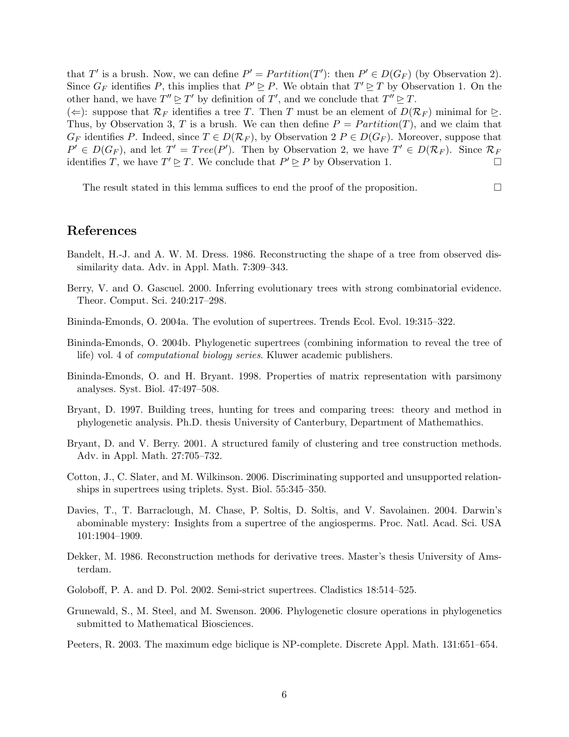that $T'$ is a brush. Now, we can define $P' = Partition(T')$: then $P' \in D(G_F)$ (by Observation 2). Since $G_F$ identifies $P$, this implies that $P' \trianglerighteq P$. We obtain that $T' \trianglerighteq T$ by Observation 1. On the other hand, we have $T'' \trianglerighteq T'$ by definition of $T'$, and we conclude that $T'' \trianglerighteq T$.

($\Leftarrow$): suppose that $\mathcal{R}_F$ identifies a tree $T$. Then $T$ must be an element of $D(\mathcal{R}_F)$ minimal for $\trianglerighteq$. Thus, by Observation 3, $T$ is a brush. We can then define $P = Partition(T)$, and we claim that $G_F$ identifies $P$. Indeed, since $T \in D(\mathcal{R}_F)$, by Observation 2 $P \in D(G_F)$. Moreover, suppose that $P' \in D(G_F)$, and let $T' = Tree(P')$. Then by Observation 2, we have $T' \in D(\mathcal{R}_F)$. Since $\mathcal{R}_F$ identifies $T$, we have $T' \trianglerighteq T$. We conclude that $P' \trianglerighteq P$ by Observation 1. □

The result stated in this lemma suffices to end the proof of the proposition. □

## References

Bandelt, H.-J. and A. W. M. Dress. 1986. Reconstructing the shape of a tree from observed dissimilarity data. Adv. in Appl. Math. 7:309–343.

Berry, V. and O. Gascuel. 2000. Inferring evolutionary trees with strong combinatorial evidence. Theor. Comput. Sci. 240:217–298.

Bininda-Emonds, O. 2004a. The evolution of supertrees. Trends Ecol. Evol. 19:315–322.

Bininda-Emonds, O. 2004b. Phylogenetic supertrees (combining information to reveal the tree of life) vol. 4 of *computational biology series*. Kluwer academic publishers.

Bininda-Emonds, O. and H. Bryant. 1998. Properties of matrix representation with parsimony analyses. Syst. Biol. 47:497–508.

Bryant, D. 1997. Building trees, hunting for trees and comparing trees: theory and method in phylogenetic analysis. Ph.D. thesis University of Canterbury, Department of Mathemathics.

Bryant, D. and V. Berry. 2001. A structured family of clustering and tree construction methods. Adv. in Appl. Math. 27:705–732.

Cotton, J., C. Slater, and M. Wilkinson. 2006. Discriminating supported and unsupported relationships in supertrees using triplets. Syst. Biol. 55:345–350.

Davies, T., T. Barraclough, M. Chase, P. Soltis, D. Soltis, and V. Savolainen. 2004. Darwin's abominable mystery: Insights from a supertree of the angiosperms. Proc. Natl. Acad. Sci. USA 101:1904–1909.

Dekker, M. 1986. Reconstruction methods for derivative trees. Master's thesis University of Amsterdam.

Goloboff, P. A. and D. Pol. 2002. Semi-strict supertrees. Cladistics 18:514–525.

Grunewald, S., M. Steel, and M. Swenson. 2006. Phylogenetic closure operations in phylogenetics submitted to Mathematical Biosciences.

Peeters, R. 2003. The maximum edge biclique is NP-complete. Discrete Appl. Math. 131:651–654.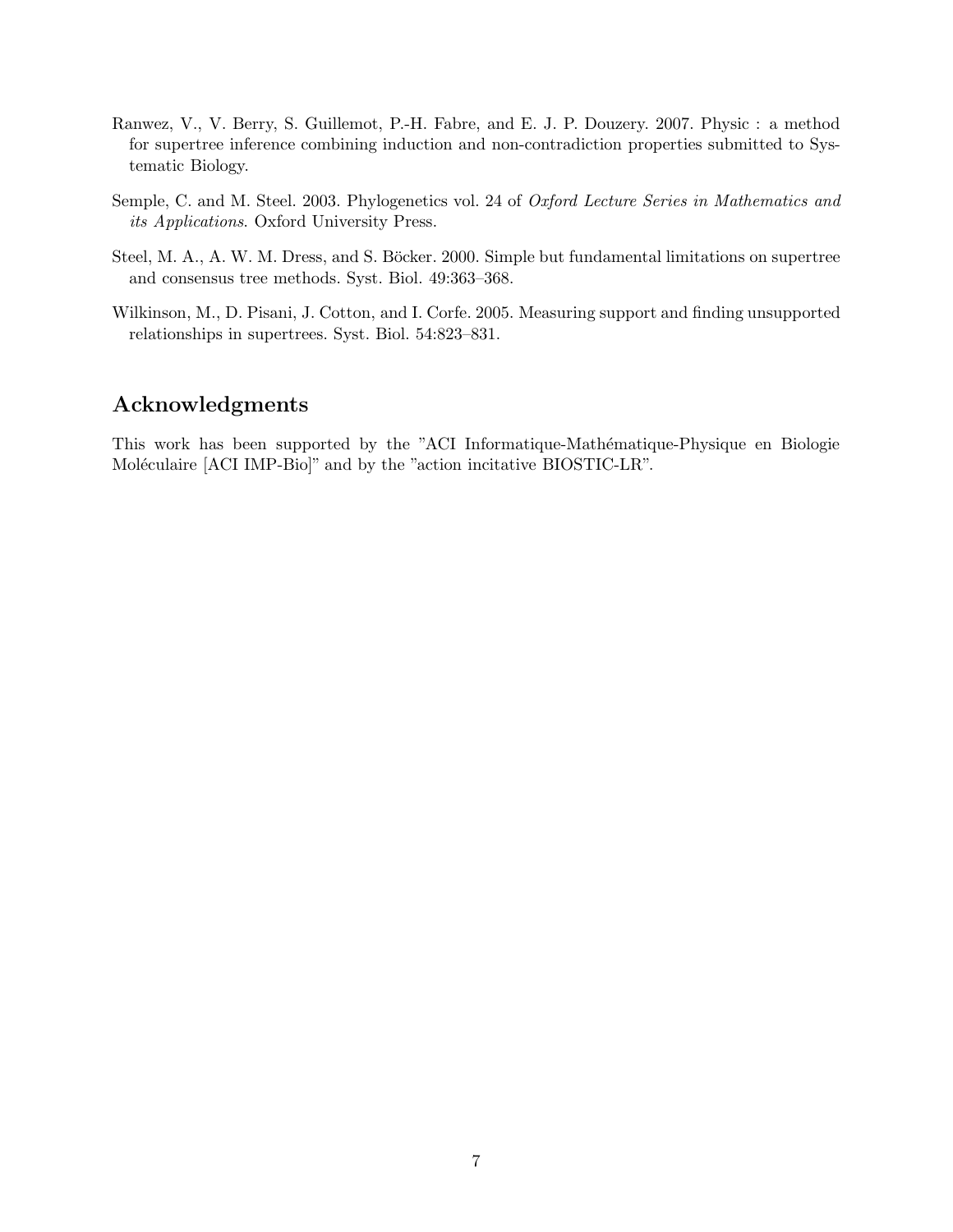Ranwez, V., V. Berry, S. Guillemot, P.-H. Fabre, and E. J. P. Douzery. 2007. Physic : a method for supertree inference combining induction and non-contradiction properties submitted to Systematic Biology.

Semple, C. and M. Steel. 2003. Phylogenetics vol. 24 of *Oxford Lecture Series in Mathematics and its Applications*. Oxford University Press.

Steel, M. A., A. W. M. Dress, and S. Böcker. 2000. Simple but fundamental limitations on supertree and consensus tree methods. Syst. Biol. 49:363–368.

Wilkinson, M., D. Pisani, J. Cotton, and I. Corfe. 2005. Measuring support and finding unsupported relationships in supertrees. Syst. Biol. 54:823–831.

## Acknowledgments

This work has been supported by the "ACI Informatique-Mathématique-Physique en Biologie Moléculaire [ACI IMP-Bio]" and by the "action incitative BIOSTIC-LR".